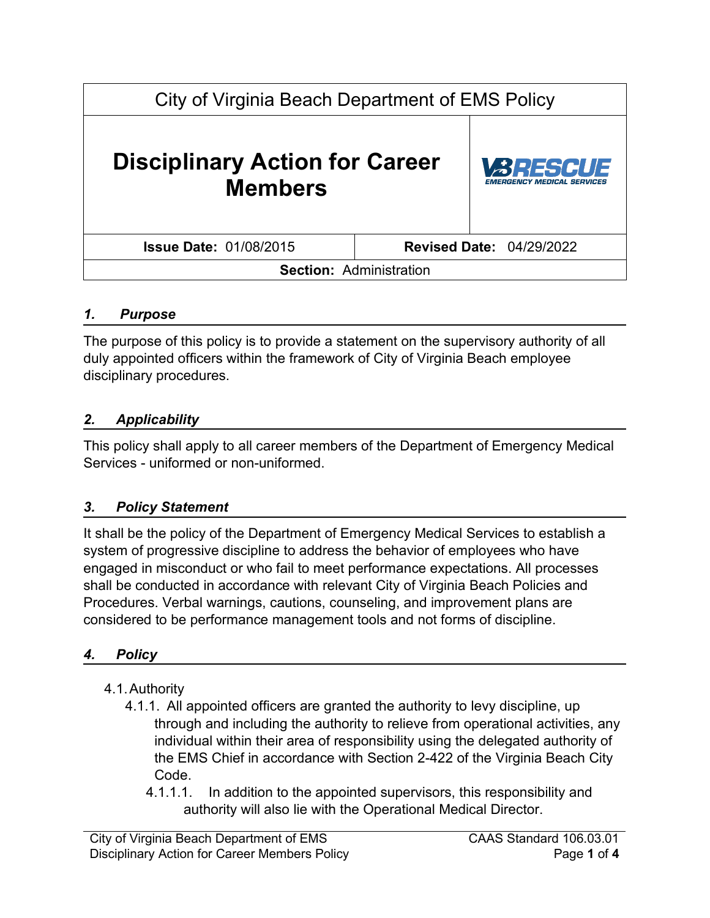| City of Virginia Beach Department of EMS Policy | |
|---|---|
| **Disciplinary Action for Career Members** | VBRESCUE EMERGENCY MEDICAL SERVICES |
| **Issue Date:** 01/08/2015 | **Revised Date:** 04/29/2022 |
| **Section:** Administration | |

## *1. Purpose*

The purpose of this policy is to provide a statement on the supervisory authority of all duly appointed officers within the framework of City of Virginia Beach employee disciplinary procedures.

## *2. Applicability*

This policy shall apply to all career members of the Department of Emergency Medical Services - uniformed or non-uniformed.

## *3. Policy Statement*

It shall be the policy of the Department of Emergency Medical Services to establish a system of progressive discipline to address the behavior of employees who have engaged in misconduct or who fail to meet performance expectations. All processes shall be conducted in accordance with relevant City of Virginia Beach Policies and Procedures. Verbal warnings, cautions, counseling, and improvement plans are considered to be performance management tools and not forms of discipline.

## *4. Policy*

4.1. Authority

- 4.1.1. All appointed officers are granted the authority to levy discipline, up through and including the authority to relieve from operational activities, any individual within their area of responsibility using the delegated authority of the EMS Chief in accordance with Section 2-422 of the Virginia Beach City Code.
  - 4.1.1.1. In addition to the appointed supervisors, this responsibility and authority will also lie with the Operational Medical Director.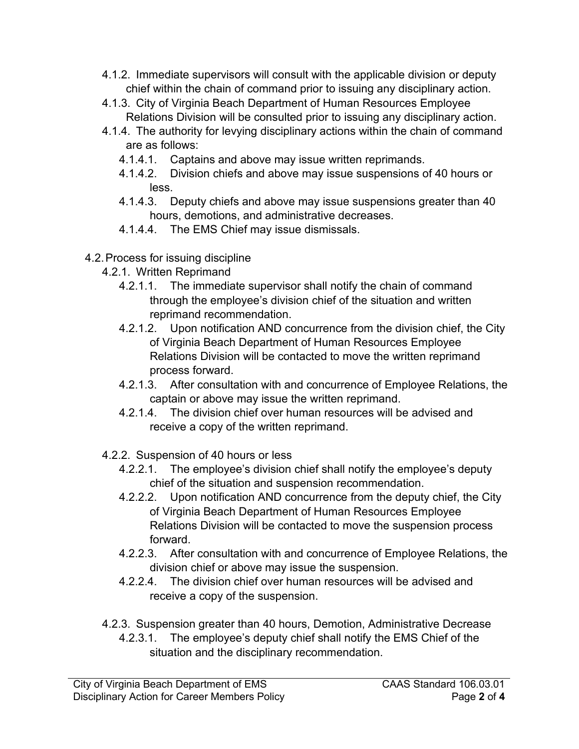- 4.1.2. Immediate supervisors will consult with the applicable division or deputy chief within the chain of command prior to issuing any disciplinary action.
- 4.1.3. City of Virginia Beach Department of Human Resources Employee Relations Division will be consulted prior to issuing any disciplinary action.
- 4.1.4. The authority for levying disciplinary actions within the chain of command are as follows:
  - 4.1.4.1. Captains and above may issue written reprimands.
  - 4.1.4.2. Division chiefs and above may issue suspensions of 40 hours or less.
  - 4.1.4.3. Deputy chiefs and above may issue suspensions greater than 40 hours, demotions, and administrative decreases.
  - 4.1.4.4. The EMS Chief may issue dismissals.

4.2. Process for issuing discipline

- 4.2.1. Written Reprimand
  - 4.2.1.1. The immediate supervisor shall notify the chain of command through the employee's division chief of the situation and written reprimand recommendation.
  - 4.2.1.2. Upon notification AND concurrence from the division chief, the City of Virginia Beach Department of Human Resources Employee Relations Division will be contacted to move the written reprimand process forward.
  - 4.2.1.3. After consultation with and concurrence of Employee Relations, the captain or above may issue the written reprimand.
  - 4.2.1.4. The division chief over human resources will be advised and receive a copy of the written reprimand.

- 4.2.2. Suspension of 40 hours or less
  - 4.2.2.1. The employee's division chief shall notify the employee's deputy chief of the situation and suspension recommendation.
  - 4.2.2.2. Upon notification AND concurrence from the deputy chief, the City of Virginia Beach Department of Human Resources Employee Relations Division will be contacted to move the suspension process forward.
  - 4.2.2.3. After consultation with and concurrence of Employee Relations, the division chief or above may issue the suspension.
  - 4.2.2.4. The division chief over human resources will be advised and receive a copy of the suspension.

- 4.2.3. Suspension greater than 40 hours, Demotion, Administrative Decrease
  - 4.2.3.1. The employee's deputy chief shall notify the EMS Chief of the situation and the disciplinary recommendation.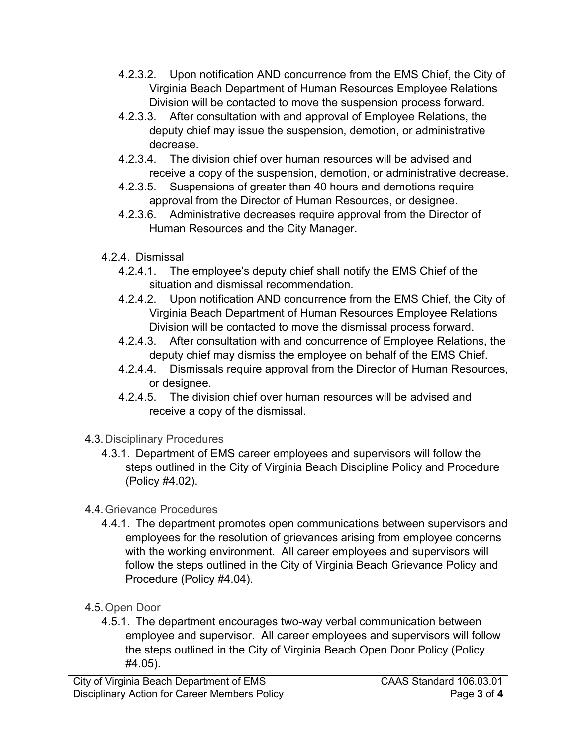- 4.2.3.2. Upon notification AND concurrence from the EMS Chief, the City of Virginia Beach Department of Human Resources Employee Relations Division will be contacted to move the suspension process forward.
- 4.2.3.3. After consultation with and approval of Employee Relations, the deputy chief may issue the suspension, demotion, or administrative decrease.
- 4.2.3.4. The division chief over human resources will be advised and receive a copy of the suspension, demotion, or administrative decrease.
- 4.2.3.5. Suspensions of greater than 40 hours and demotions require approval from the Director of Human Resources, or designee.
- 4.2.3.6. Administrative decreases require approval from the Director of Human Resources and the City Manager.

4.2.4. Dismissal

- 4.2.4.1. The employee's deputy chief shall notify the EMS Chief of the situation and dismissal recommendation.
- 4.2.4.2. Upon notification AND concurrence from the EMS Chief, the City of Virginia Beach Department of Human Resources Employee Relations Division will be contacted to move the dismissal process forward.
- 4.2.4.3. After consultation with and concurrence of Employee Relations, the deputy chief may dismiss the employee on behalf of the EMS Chief.
- 4.2.4.4. Dismissals require approval from the Director of Human Resources, or designee.
- 4.2.4.5. The division chief over human resources will be advised and receive a copy of the dismissal.

### 4.3. Disciplinary Procedures

4.3.1. Department of EMS career employees and supervisors will follow the steps outlined in the City of Virginia Beach Discipline Policy and Procedure (Policy #4.02).

### 4.4. Grievance Procedures

4.4.1. The department promotes open communications between supervisors and employees for the resolution of grievances arising from employee concerns with the working environment. All career employees and supervisors will follow the steps outlined in the City of Virginia Beach Grievance Policy and Procedure (Policy #4.04).

### 4.5. Open Door

4.5.1. The department encourages two-way verbal communication between employee and supervisor. All career employees and supervisors will follow the steps outlined in the City of Virginia Beach Open Door Policy (Policy #4.05).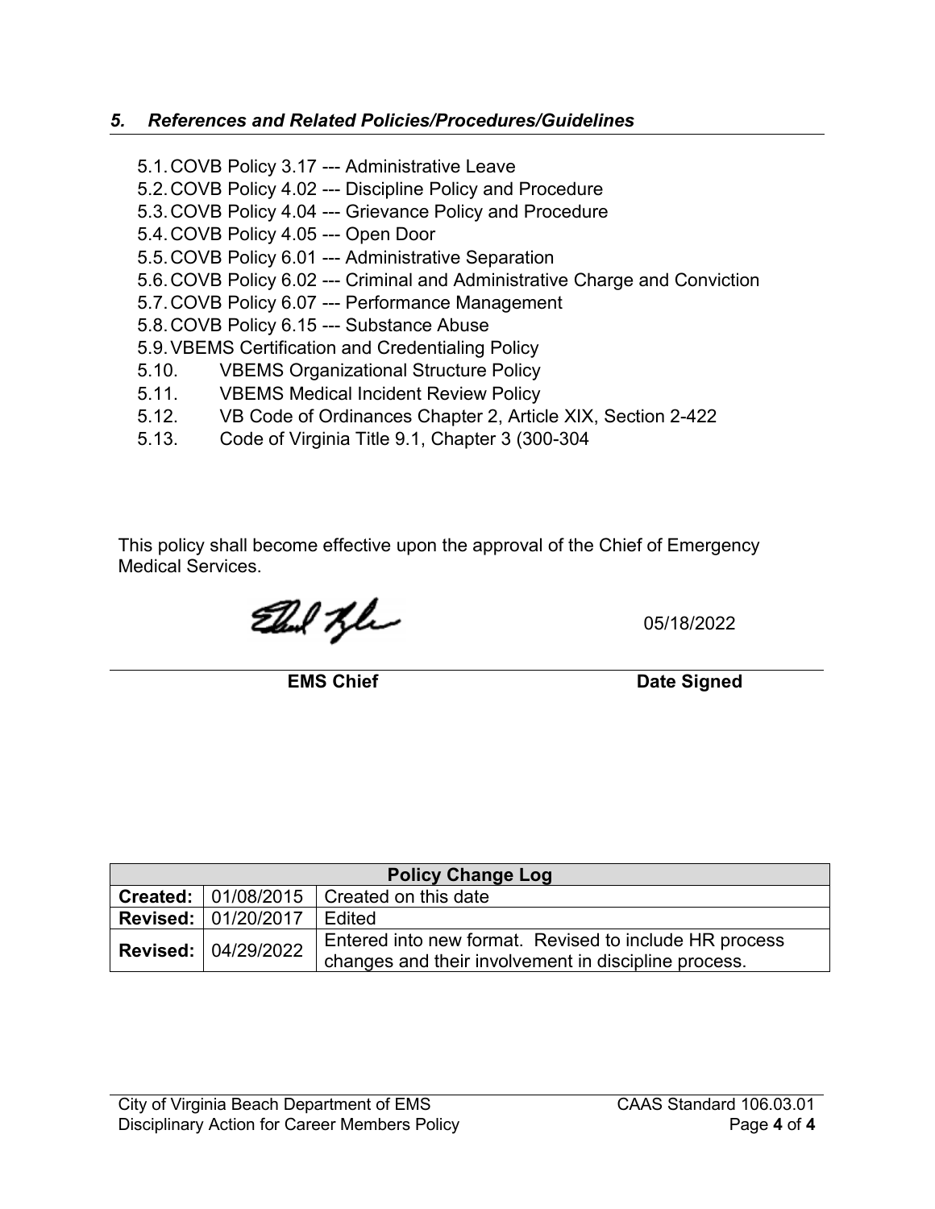### *5. References and Related Policies/Procedures/Guidelines*

5.1. COVB Policy 3.17 --- Administrative Leave
5.2. COVB Policy 4.02 --- Discipline Policy and Procedure
5.3. COVB Policy 4.04 --- Grievance Policy and Procedure
5.4. COVB Policy 4.05 --- Open Door
5.5. COVB Policy 6.01 --- Administrative Separation
5.6. COVB Policy 6.02 --- Criminal and Administrative Charge and Conviction
5.7. COVB Policy 6.07 --- Performance Management
5.8. COVB Policy 6.15 --- Substance Abuse
5.9. VBEMS Certification and Credentialing Policy
5.10. VBEMS Organizational Structure Policy
5.11. VBEMS Medical Incident Review Policy
5.12. VB Code of Ordinances Chapter 2, Article XIX, Section 2-422
5.13. Code of Virginia Title 9.1, Chapter 3 (300-304

This policy shall become effective upon the approval of the Chief of Emergency Medical Services.

05/18/2022

**EMS Chief** **Date Signed**

| **Policy Change Log** | | |
|---|---|---|
| **Created:** | 01/08/2015 | Created on this date |
| **Revised:** | 01/20/2017 | Edited |
| **Revised:** | 04/29/2022 | Entered into new format. Revised to include HR process changes and their involvement in discipline process. |